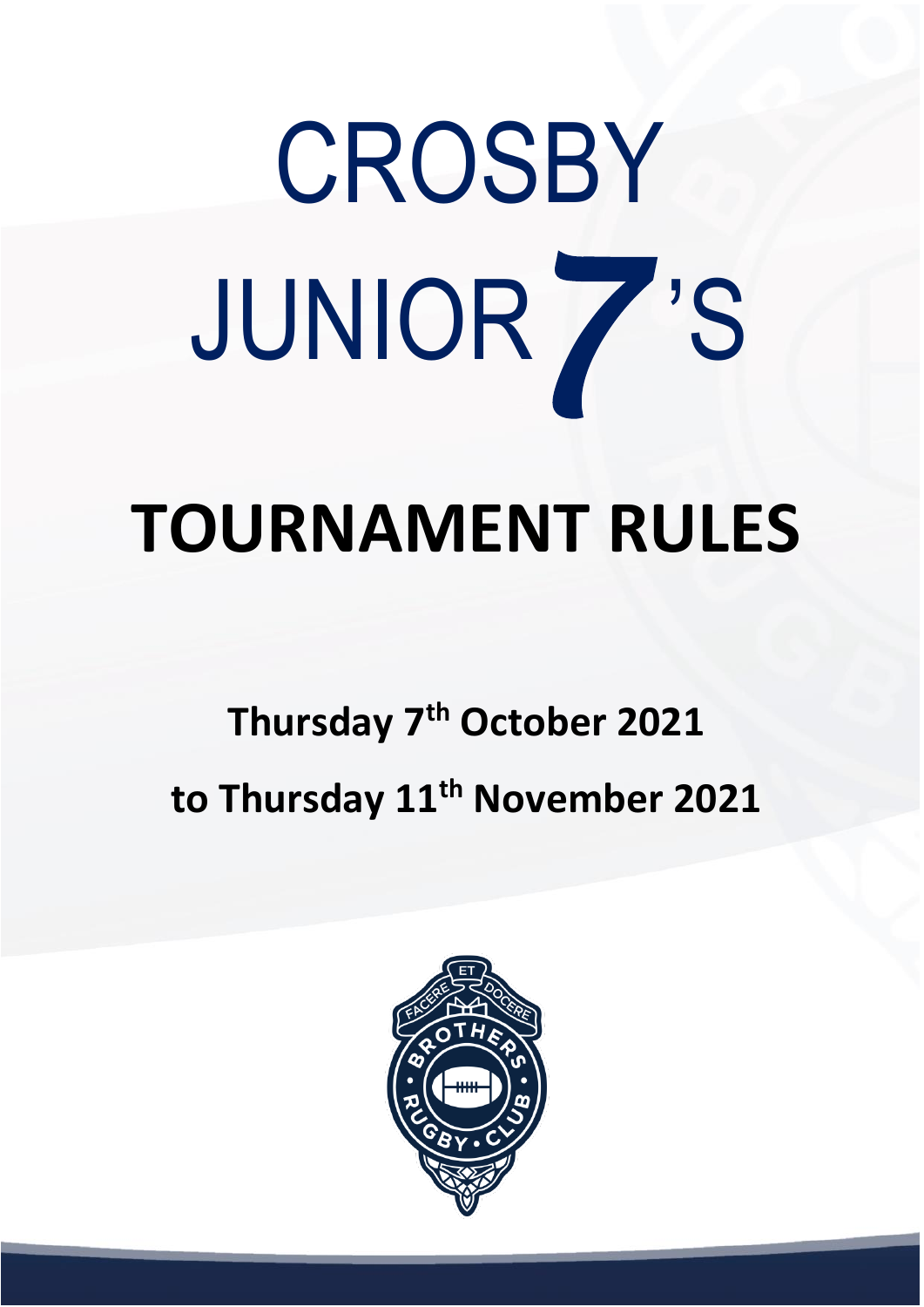# CROSBY JUNIOR 7'S

# TOURNAMENT RULES

**Thursday 7th October 2021**

**to Thursday 11th November 2021**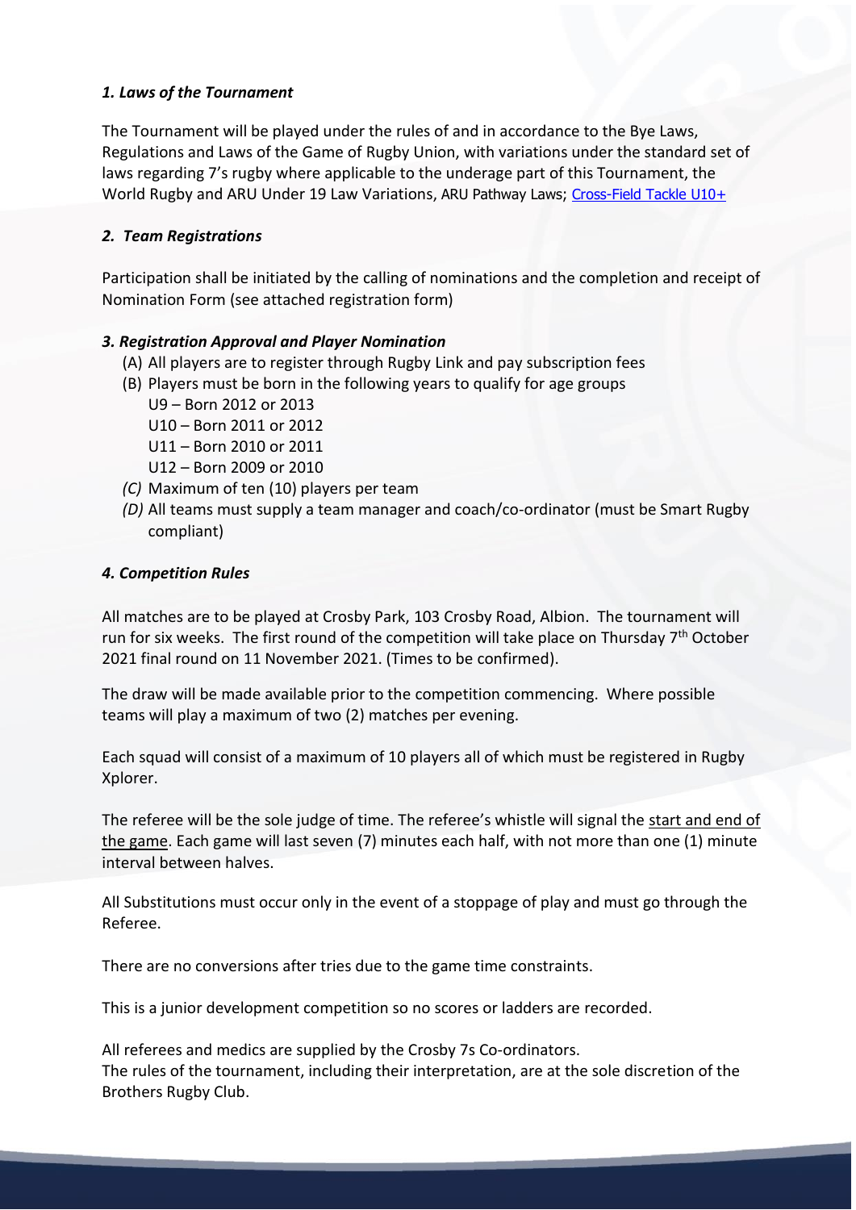### *1. Laws of the Tournament*

The Tournament will be played under the rules of and in accordance to the Bye Laws, Regulations and Laws of the Game of Rugby Union, with variations under the standard set of laws regarding 7's rugby where applicable to the underage part of this Tournament, the World Rugby and ARU Under 19 Law Variations, ARU Pathway Laws; Cross-Field Tackle U10+

### *2. Team Registrations*

Participation shall be initiated by the calling of nominations and the completion and receipt of Nomination Form (see attached registration form)

### *3. Registration Approval and Player Nomination*

(A) All players are to register through Rugby Link and pay subscription fees

(B) Players must be born in the following years to qualify for age groups
U9 – Born 2012 or 2013
U10 – Born 2011 or 2012
U11 – Born 2010 or 2011
U12 – Born 2009 or 2010

*(C)* Maximum of ten (10) players per team

*(D)* All teams must supply a team manager and coach/co-ordinator (must be Smart Rugby compliant)

### *4. Competition Rules*

All matches are to be played at Crosby Park, 103 Crosby Road, Albion. The tournament will run for six weeks. The first round of the competition will take place on Thursday 7th October 2021 final round on 11 November 2021. (Times to be confirmed).

The draw will be made available prior to the competition commencing. Where possible teams will play a maximum of two (2) matches per evening.

Each squad will consist of a maximum of 10 players all of which must be registered in Rugby Xplorer.

The referee will be the sole judge of time. The referee's whistle will signal the start and end of the game. Each game will last seven (7) minutes each half, with not more than one (1) minute interval between halves.

All Substitutions must occur only in the event of a stoppage of play and must go through the Referee.

There are no conversions after tries due to the game time constraints.

This is a junior development competition so no scores or ladders are recorded.

All referees and medics are supplied by the Crosby 7s Co-ordinators.
The rules of the tournament, including their interpretation, are at the sole discretion of the Brothers Rugby Club.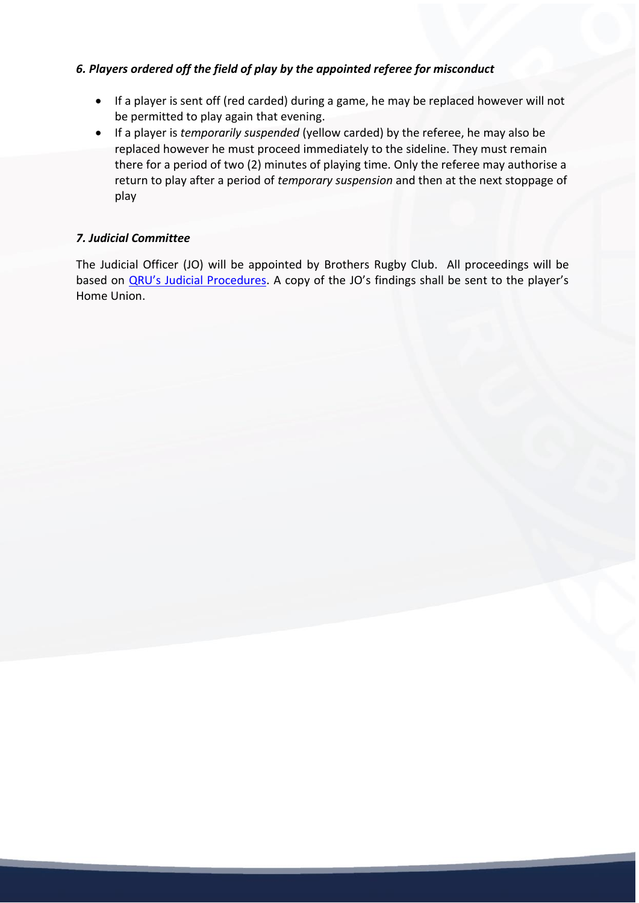### *6. Players ordered off the field of play by the appointed referee for misconduct*

- If a player is sent off (red carded) during a game, he may be replaced however will not be permitted to play again that evening.
- If a player is *temporarily suspended* (yellow carded) by the referee, he may also be replaced however he must proceed immediately to the sideline. They must remain there for a period of two (2) minutes of playing time. Only the referee may authorise a return to play after a period of *temporary suspension* and then at the next stoppage of play

### *7. Judicial Committee*

The Judicial Officer (JO) will be appointed by Brothers Rugby Club. All proceedings will be based on QRU's Judicial Procedures. A copy of the JO's findings shall be sent to the player's Home Union.